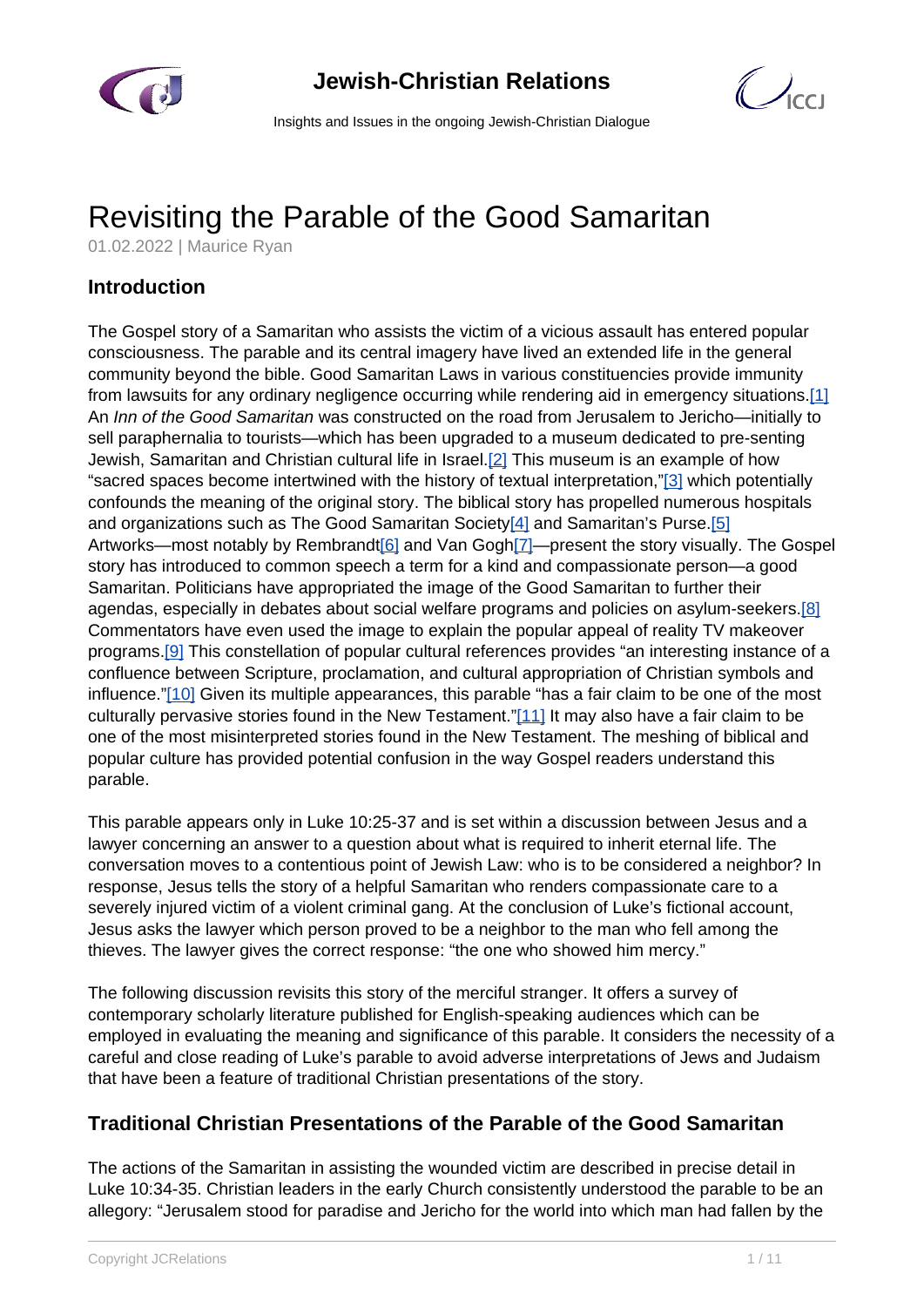// Page header omitted: "Jewish-Christian Relations / Insights and Issues in the ongoing Jewish-Christian Dialogue"

# Revisiting the Parable of the Good Samaritan

01.02.2022 | Maurice Ryan

## Introduction

The Gospel story of a Samaritan who assists the victim of a vicious assault has entered popular consciousness. The parable and its central imagery have lived an extended life in the general community beyond the bible. Good Samaritan Laws in various constituencies provide immunity from lawsuits for any ordinary negligence occurring while rendering aid in emergency situations.[1] An *Inn of the Good Samaritan* was constructed on the road from Jerusalem to Jericho—initially to sell paraphernalia to tourists—which has been upgraded to a museum dedicated to pre-senting Jewish, Samaritan and Christian cultural life in Israel.[2] This museum is an example of how "sacred spaces become intertwined with the history of textual interpretation,"[3] which potentially confounds the meaning of the original story. The biblical story has propelled numerous hospitals and organizations such as The Good Samaritan Society[4] and Samaritan's Purse.[5] Artworks—most notably by Rembrandt[6] and Van Gogh[7]—present the story visually. The Gospel story has introduced to common speech a term for a kind and compassionate person—a good Samaritan. Politicians have appropriated the image of the Good Samaritan to further their agendas, especially in debates about social welfare programs and policies on asylum-seekers.[8] Commentators have even used the image to explain the popular appeal of reality TV makeover programs.[9] This constellation of popular cultural references provides "an interesting instance of a confluence between Scripture, proclamation, and cultural appropriation of Christian symbols and influence."[10] Given its multiple appearances, this parable "has a fair claim to be one of the most culturally pervasive stories found in the New Testament."[11] It may also have a fair claim to be one of the most misinterpreted stories found in the New Testament. The meshing of biblical and popular culture has provided potential confusion in the way Gospel readers understand this parable.

This parable appears only in Luke 10:25-37 and is set within a discussion between Jesus and a lawyer concerning an answer to a question about what is required to inherit eternal life. The conversation moves to a contentious point of Jewish Law: who is to be considered a neighbor? In response, Jesus tells the story of a helpful Samaritan who renders compassionate care to a severely injured victim of a violent criminal gang. At the conclusion of Luke's fictional account, Jesus asks the lawyer which person proved to be a neighbor to the man who fell among the thieves. The lawyer gives the correct response: "the one who showed him mercy."

The following discussion revisits this story of the merciful stranger. It offers a survey of contemporary scholarly literature published for English-speaking audiences which can be employed in evaluating the meaning and significance of this parable. It considers the necessity of a careful and close reading of Luke's parable to avoid adverse interpretations of Jews and Judaism that have been a feature of traditional Christian presentations of the story.

## Traditional Christian Presentations of the Parable of the Good Samaritan

The actions of the Samaritan in assisting the wounded victim are described in precise detail in Luke 10:34-35. Christian leaders in the early Church consistently understood the parable to be an allegory: "Jerusalem stood for paradise and Jericho for the world into which man had fallen by the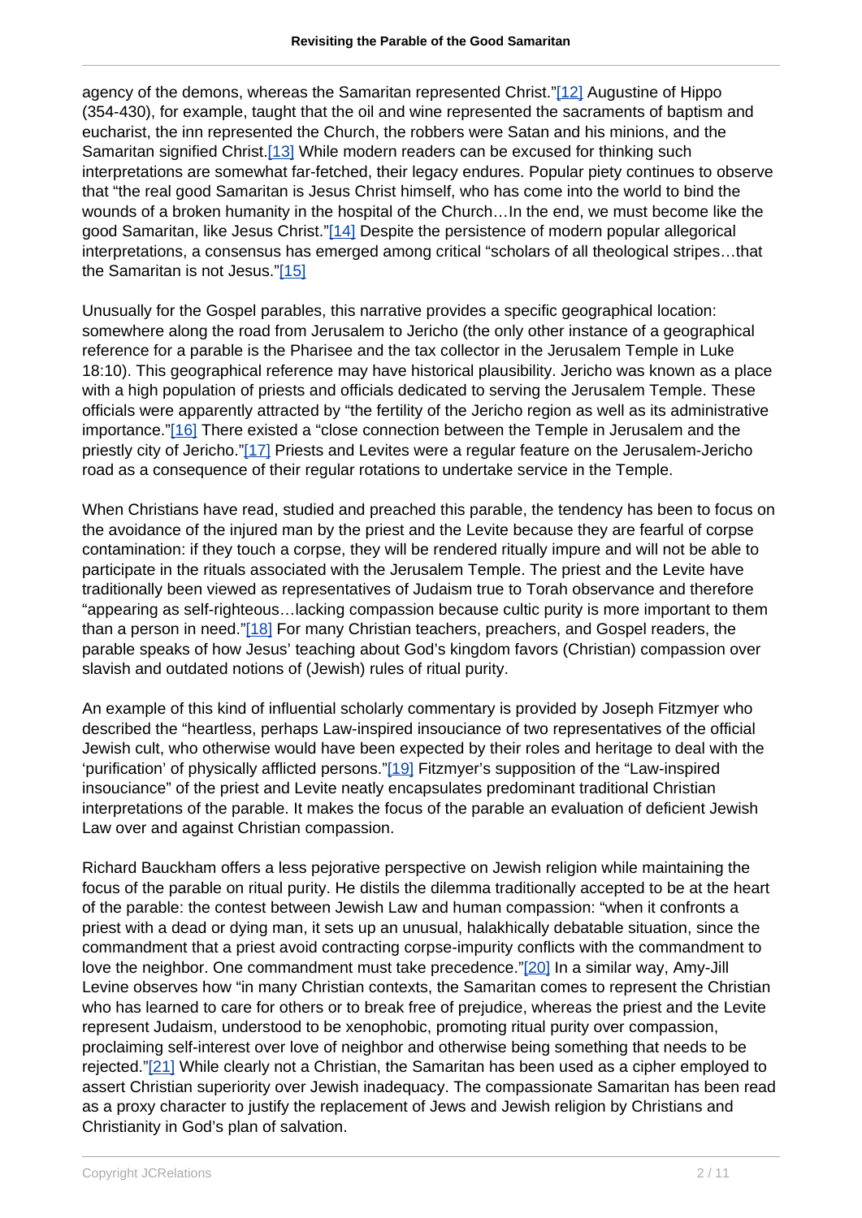agency of the demons, whereas the Samaritan represented Christ."[12] Augustine of Hippo (354-430), for example, taught that the oil and wine represented the sacraments of baptism and eucharist, the inn represented the Church, the robbers were Satan and his minions, and the Samaritan signified Christ.[13] While modern readers can be excused for thinking such interpretations are somewhat far-fetched, their legacy endures. Popular piety continues to observe that "the real good Samaritan is Jesus Christ himself, who has come into the world to bind the wounds of a broken humanity in the hospital of the Church…In the end, we must become like the good Samaritan, like Jesus Christ."[14] Despite the persistence of modern popular allegorical interpretations, a consensus has emerged among critical "scholars of all theological stripes…that the Samaritan is not Jesus."[15]

Unusually for the Gospel parables, this narrative provides a specific geographical location: somewhere along the road from Jerusalem to Jericho (the only other instance of a geographical reference for a parable is the Pharisee and the tax collector in the Jerusalem Temple in Luke 18:10). This geographical reference may have historical plausibility. Jericho was known as a place with a high population of priests and officials dedicated to serving the Jerusalem Temple. These officials were apparently attracted by "the fertility of the Jericho region as well as its administrative importance."[16] There existed a "close connection between the Temple in Jerusalem and the priestly city of Jericho."[17] Priests and Levites were a regular feature on the Jerusalem-Jericho road as a consequence of their regular rotations to undertake service in the Temple.

When Christians have read, studied and preached this parable, the tendency has been to focus on the avoidance of the injured man by the priest and the Levite because they are fearful of corpse contamination: if they touch a corpse, they will be rendered ritually impure and will not be able to participate in the rituals associated with the Jerusalem Temple. The priest and the Levite have traditionally been viewed as representatives of Judaism true to Torah observance and therefore "appearing as self-righteous…lacking compassion because cultic purity is more important to them than a person in need."[18] For many Christian teachers, preachers, and Gospel readers, the parable speaks of how Jesus' teaching about God's kingdom favors (Christian) compassion over slavish and outdated notions of (Jewish) rules of ritual purity.

An example of this kind of influential scholarly commentary is provided by Joseph Fitzmyer who described the "heartless, perhaps Law-inspired insouciance of two representatives of the official Jewish cult, who otherwise would have been expected by their roles and heritage to deal with the 'purification' of physically afflicted persons."[19] Fitzmyer's supposition of the "Law-inspired insouciance" of the priest and Levite neatly encapsulates predominant traditional Christian interpretations of the parable. It makes the focus of the parable an evaluation of deficient Jewish Law over and against Christian compassion.

Richard Bauckham offers a less pejorative perspective on Jewish religion while maintaining the focus of the parable on ritual purity. He distils the dilemma traditionally accepted to be at the heart of the parable: the contest between Jewish Law and human compassion: "when it confronts a priest with a dead or dying man, it sets up an unusual, halakhically debatable situation, since the commandment that a priest avoid contracting corpse-impurity conflicts with the commandment to love the neighbor. One commandment must take precedence."[20] In a similar way, Amy-Jill Levine observes how "in many Christian contexts, the Samaritan comes to represent the Christian who has learned to care for others or to break free of prejudice, whereas the priest and the Levite represent Judaism, understood to be xenophobic, promoting ritual purity over compassion, proclaiming self-interest over love of neighbor and otherwise being something that needs to be rejected."[21] While clearly not a Christian, the Samaritan has been used as a cipher employed to assert Christian superiority over Jewish inadequacy. The compassionate Samaritan has been read as a proxy character to justify the replacement of Jews and Jewish religion by Christians and Christianity in God's plan of salvation.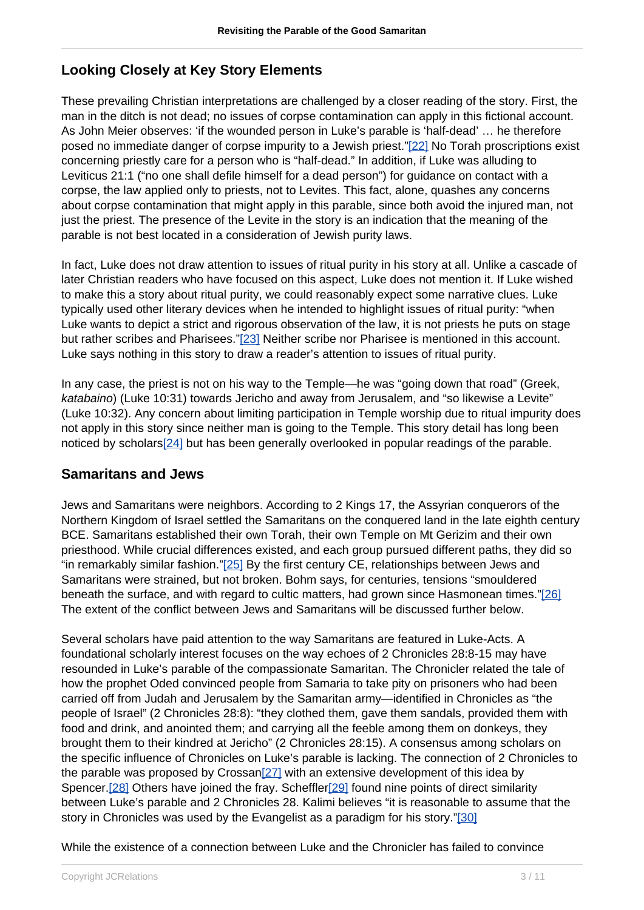## Looking Closely at Key Story Elements

These prevailing Christian interpretations are challenged by a closer reading of the story. First, the man in the ditch is not dead; no issues of corpse contamination can apply in this fictional account. As John Meier observes: 'if the wounded person in Luke's parable is 'half-dead' … he therefore posed no immediate danger of corpse impurity to a Jewish priest."[22] No Torah proscriptions exist concerning priestly care for a person who is "half-dead." In addition, if Luke was alluding to Leviticus 21:1 ("no one shall defile himself for a dead person") for guidance on contact with a corpse, the law applied only to priests, not to Levites. This fact, alone, quashes any concerns about corpse contamination that might apply in this parable, since both avoid the injured man, not just the priest. The presence of the Levite in the story is an indication that the meaning of the parable is not best located in a consideration of Jewish purity laws.

In fact, Luke does not draw attention to issues of ritual purity in his story at all. Unlike a cascade of later Christian readers who have focused on this aspect, Luke does not mention it. If Luke wished to make this a story about ritual purity, we could reasonably expect some narrative clues. Luke typically used other literary devices when he intended to highlight issues of ritual purity: "when Luke wants to depict a strict and rigorous observation of the law, it is not priests he puts on stage but rather scribes and Pharisees."[23] Neither scribe nor Pharisee is mentioned in this account. Luke says nothing in this story to draw a reader's attention to issues of ritual purity.

In any case, the priest is not on his way to the Temple—he was "going down that road" (Greek, *katabaino*) (Luke 10:31) towards Jericho and away from Jerusalem, and "so likewise a Levite" (Luke 10:32). Any concern about limiting participation in Temple worship due to ritual impurity does not apply in this story since neither man is going to the Temple. This story detail has long been noticed by scholars[24] but has been generally overlooked in popular readings of the parable.

## Samaritans and Jews

Jews and Samaritans were neighbors. According to 2 Kings 17, the Assyrian conquerors of the Northern Kingdom of Israel settled the Samaritans on the conquered land in the late eighth century BCE. Samaritans established their own Torah, their own Temple on Mt Gerizim and their own priesthood. While crucial differences existed, and each group pursued different paths, they did so "in remarkably similar fashion."[25] By the first century CE, relationships between Jews and Samaritans were strained, but not broken. Bohm says, for centuries, tensions "smouldered beneath the surface, and with regard to cultic matters, had grown since Hasmonean times."[26] The extent of the conflict between Jews and Samaritans will be discussed further below.

Several scholars have paid attention to the way Samaritans are featured in Luke-Acts. A foundational scholarly interest focuses on the way echoes of 2 Chronicles 28:8-15 may have resounded in Luke's parable of the compassionate Samaritan. The Chronicler related the tale of how the prophet Oded convinced people from Samaria to take pity on prisoners who had been carried off from Judah and Jerusalem by the Samaritan army—identified in Chronicles as "the people of Israel" (2 Chronicles 28:8): "they clothed them, gave them sandals, provided them with food and drink, and anointed them; and carrying all the feeble among them on donkeys, they brought them to their kindred at Jericho" (2 Chronicles 28:15). A consensus among scholars on the specific influence of Chronicles on Luke's parable is lacking. The connection of 2 Chronicles to the parable was proposed by Crossan[27] with an extensive development of this idea by Spencer.[28] Others have joined the fray. Scheffler[29] found nine points of direct similarity between Luke's parable and 2 Chronicles 28. Kalimi believes "it is reasonable to assume that the story in Chronicles was used by the Evangelist as a paradigm for his story."[30]

While the existence of a connection between Luke and the Chronicler has failed to convince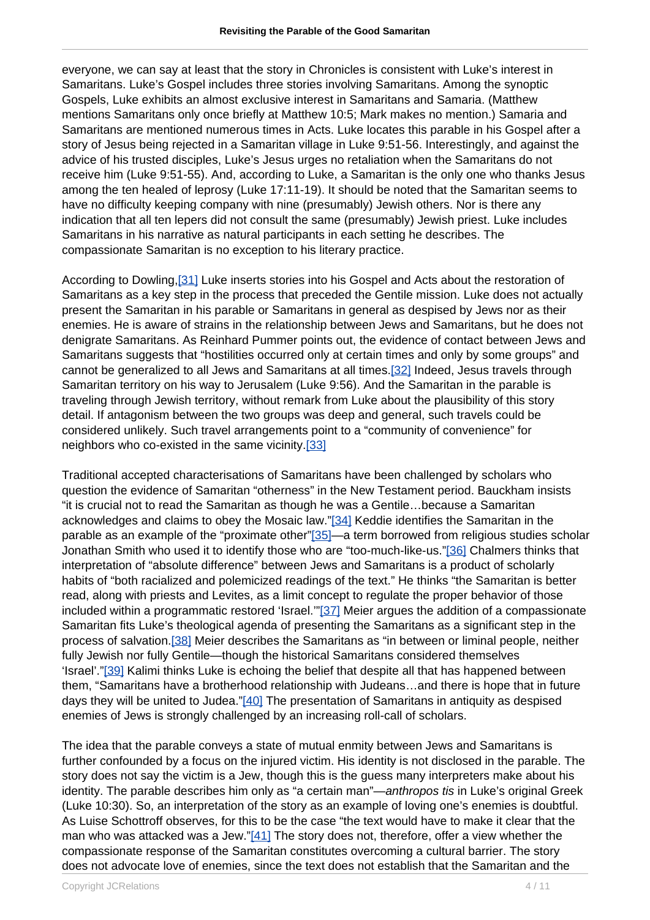everyone, we can say at least that the story in Chronicles is consistent with Luke's interest in Samaritans. Luke's Gospel includes three stories involving Samaritans. Among the synoptic Gospels, Luke exhibits an almost exclusive interest in Samaritans and Samaria. (Matthew mentions Samaritans only once briefly at Matthew 10:5; Mark makes no mention.) Samaria and Samaritans are mentioned numerous times in Acts. Luke locates this parable in his Gospel after a story of Jesus being rejected in a Samaritan village in Luke 9:51-56. Interestingly, and against the advice of his trusted disciples, Luke's Jesus urges no retaliation when the Samaritans do not receive him (Luke 9:51-55). And, according to Luke, a Samaritan is the only one who thanks Jesus among the ten healed of leprosy (Luke 17:11-19). It should be noted that the Samaritan seems to have no difficulty keeping company with nine (presumably) Jewish others. Nor is there any indication that all ten lepers did not consult the same (presumably) Jewish priest. Luke includes Samaritans in his narrative as natural participants in each setting he describes. The compassionate Samaritan is no exception to his literary practice.

According to Dowling,[31] Luke inserts stories into his Gospel and Acts about the restoration of Samaritans as a key step in the process that preceded the Gentile mission. Luke does not actually present the Samaritan in his parable or Samaritans in general as despised by Jews nor as their enemies. He is aware of strains in the relationship between Jews and Samaritans, but he does not denigrate Samaritans. As Reinhard Pummer points out, the evidence of contact between Jews and Samaritans suggests that "hostilities occurred only at certain times and only by some groups" and cannot be generalized to all Jews and Samaritans at all times.[32] Indeed, Jesus travels through Samaritan territory on his way to Jerusalem (Luke 9:56). And the Samaritan in the parable is traveling through Jewish territory, without remark from Luke about the plausibility of this story detail. If antagonism between the two groups was deep and general, such travels could be considered unlikely. Such travel arrangements point to a "community of convenience" for neighbors who co-existed in the same vicinity.[33]

Traditional accepted characterisations of Samaritans have been challenged by scholars who question the evidence of Samaritan "otherness" in the New Testament period. Bauckham insists "it is crucial not to read the Samaritan as though he was a Gentile…because a Samaritan acknowledges and claims to obey the Mosaic law."[34] Keddie identifies the Samaritan in the parable as an example of the "proximate other"[35]—a term borrowed from religious studies scholar Jonathan Smith who used it to identify those who are "too-much-like-us."[36] Chalmers thinks that interpretation of "absolute difference" between Jews and Samaritans is a product of scholarly habits of "both racialized and polemicized readings of the text." He thinks "the Samaritan is better read, along with priests and Levites, as a limit concept to regulate the proper behavior of those included within a programmatic restored 'Israel.'"[37] Meier argues the addition of a compassionate Samaritan fits Luke's theological agenda of presenting the Samaritans as a significant step in the process of salvation.[38] Meier describes the Samaritans as "in between or liminal people, neither fully Jewish nor fully Gentile—though the historical Samaritans considered themselves 'Israel'."[39] Kalimi thinks Luke is echoing the belief that despite all that has happened between them, "Samaritans have a brotherhood relationship with Judeans…and there is hope that in future days they will be united to Judea."[40] The presentation of Samaritans in antiquity as despised enemies of Jews is strongly challenged by an increasing roll-call of scholars.

The idea that the parable conveys a state of mutual enmity between Jews and Samaritans is further confounded by a focus on the injured victim. His identity is not disclosed in the parable. The story does not say the victim is a Jew, though this is the guess many interpreters make about his identity. The parable describes him only as "a certain man"—*anthropos tis* in Luke's original Greek (Luke 10:30). So, an interpretation of the story as an example of loving one's enemies is doubtful. As Luise Schottroff observes, for this to be the case "the text would have to make it clear that the man who was attacked was a Jew."[41] The story does not, therefore, offer a view whether the compassionate response of the Samaritan constitutes overcoming a cultural barrier. The story does not advocate love of enemies, since the text does not establish that the Samaritan and the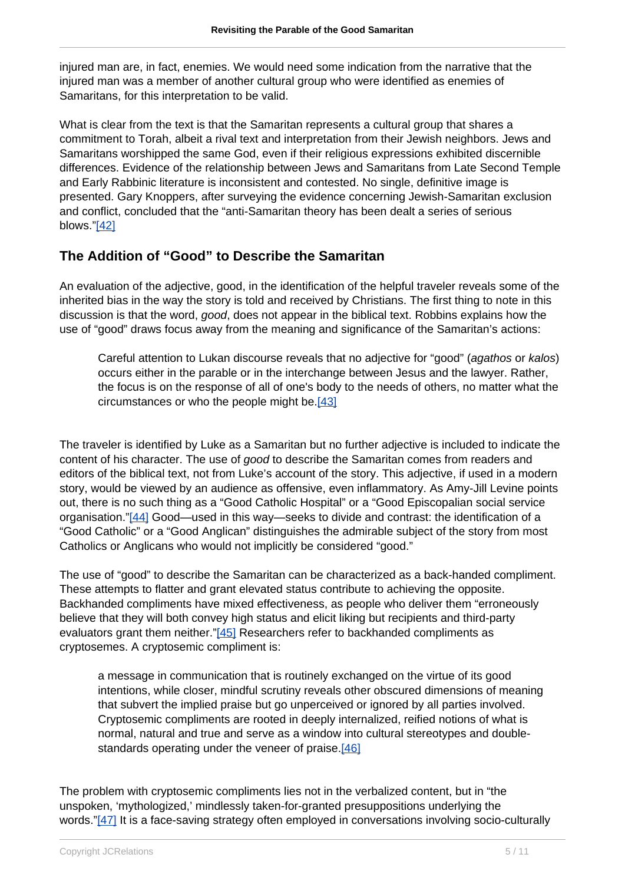injured man are, in fact, enemies. We would need some indication from the narrative that the injured man was a member of another cultural group who were identified as enemies of Samaritans, for this interpretation to be valid.

What is clear from the text is that the Samaritan represents a cultural group that shares a commitment to Torah, albeit a rival text and interpretation from their Jewish neighbors. Jews and Samaritans worshipped the same God, even if their religious expressions exhibited discernible differences. Evidence of the relationship between Jews and Samaritans from Late Second Temple and Early Rabbinic literature is inconsistent and contested. No single, definitive image is presented. Gary Knoppers, after surveying the evidence concerning Jewish-Samaritan exclusion and conflict, concluded that the "anti-Samaritan theory has been dealt a series of serious blows."[42]

## The Addition of "Good" to Describe the Samaritan

An evaluation of the adjective, good, in the identification of the helpful traveler reveals some of the inherited bias in the way the story is told and received by Christians. The first thing to note in this discussion is that the word, *good*, does not appear in the biblical text. Robbins explains how the use of "good" draws focus away from the meaning and significance of the Samaritan's actions:

> Careful attention to Lukan discourse reveals that no adjective for "good" (*agathos* or *kalos*) occurs either in the parable or in the interchange between Jesus and the lawyer. Rather, the focus is on the response of all of one's body to the needs of others, no matter what the circumstances or who the people might be.[43]

The traveler is identified by Luke as a Samaritan but no further adjective is included to indicate the content of his character. The use of *good* to describe the Samaritan comes from readers and editors of the biblical text, not from Luke's account of the story. This adjective, if used in a modern story, would be viewed by an audience as offensive, even inflammatory. As Amy-Jill Levine points out, there is no such thing as a "Good Catholic Hospital" or a "Good Episcopalian social service organisation."[44] Good—used in this way—seeks to divide and contrast: the identification of a "Good Catholic" or a "Good Anglican" distinguishes the admirable subject of the story from most Catholics or Anglicans who would not implicitly be considered "good."

The use of "good" to describe the Samaritan can be characterized as a back-handed compliment. These attempts to flatter and grant elevated status contribute to achieving the opposite. Backhanded compliments have mixed effectiveness, as people who deliver them "erroneously believe that they will both convey high status and elicit liking but recipients and third-party evaluators grant them neither."[45] Researchers refer to backhanded compliments as cryptosemes. A cryptosemic compliment is:

> a message in communication that is routinely exchanged on the virtue of its good intentions, while closer, mindful scrutiny reveals other obscured dimensions of meaning that subvert the implied praise but go unperceived or ignored by all parties involved. Cryptosemic compliments are rooted in deeply internalized, reified notions of what is normal, natural and true and serve as a window into cultural stereotypes and double-standards operating under the veneer of praise.[46]

The problem with cryptosemic compliments lies not in the verbalized content, but in "the unspoken, 'mythologized,' mindlessly taken-for-granted presuppositions underlying the words."[47] It is a face-saving strategy often employed in conversations involving socio-culturally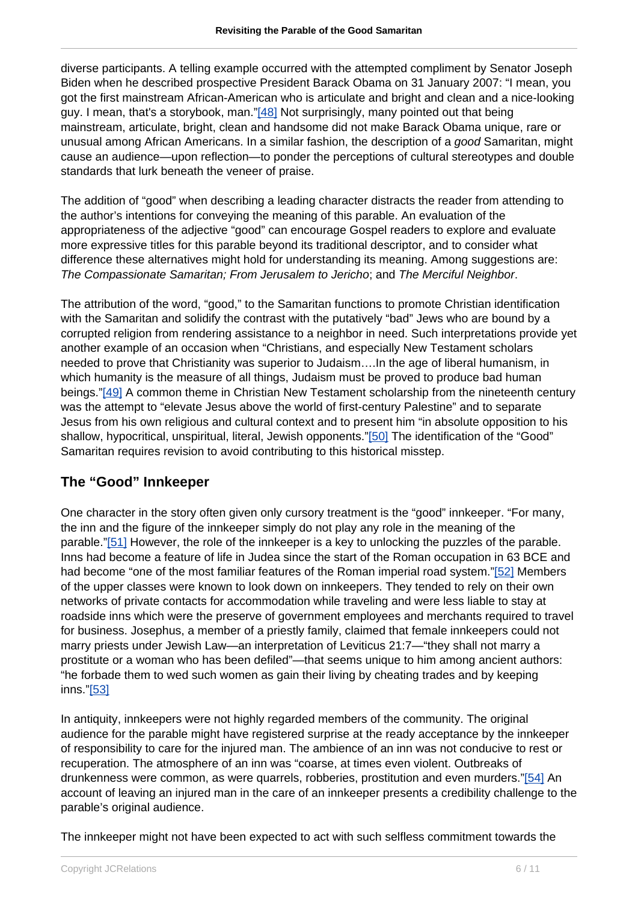diverse participants. A telling example occurred with the attempted compliment by Senator Joseph Biden when he described prospective President Barack Obama on 31 January 2007: "I mean, you got the first mainstream African-American who is articulate and bright and clean and a nice-looking guy. I mean, that's a storybook, man."[48] Not surprisingly, many pointed out that being mainstream, articulate, bright, clean and handsome did not make Barack Obama unique, rare or unusual among African Americans. In a similar fashion, the description of a *good* Samaritan, might cause an audience—upon reflection—to ponder the perceptions of cultural stereotypes and double standards that lurk beneath the veneer of praise.

The addition of "good" when describing a leading character distracts the reader from attending to the author's intentions for conveying the meaning of this parable. An evaluation of the appropriateness of the adjective "good" can encourage Gospel readers to explore and evaluate more expressive titles for this parable beyond its traditional descriptor, and to consider what difference these alternatives might hold for understanding its meaning. Among suggestions are: *The Compassionate Samaritan; From Jerusalem to Jericho*; and *The Merciful Neighbor*.

The attribution of the word, "good," to the Samaritan functions to promote Christian identification with the Samaritan and solidify the contrast with the putatively "bad" Jews who are bound by a corrupted religion from rendering assistance to a neighbor in need. Such interpretations provide yet another example of an occasion when "Christians, and especially New Testament scholars needed to prove that Christianity was superior to Judaism….In the age of liberal humanism, in which humanity is the measure of all things, Judaism must be proved to produce bad human beings."[49] A common theme in Christian New Testament scholarship from the nineteenth century was the attempt to "elevate Jesus above the world of first-century Palestine" and to separate Jesus from his own religious and cultural context and to present him "in absolute opposition to his shallow, hypocritical, unspiritual, literal, Jewish opponents."[50] The identification of the "Good" Samaritan requires revision to avoid contributing to this historical misstep.

## The "Good" Innkeeper

One character in the story often given only cursory treatment is the "good" innkeeper. "For many, the inn and the figure of the innkeeper simply do not play any role in the meaning of the parable."[51] However, the role of the innkeeper is a key to unlocking the puzzles of the parable. Inns had become a feature of life in Judea since the start of the Roman occupation in 63 BCE and had become "one of the most familiar features of the Roman imperial road system."[52] Members of the upper classes were known to look down on innkeepers. They tended to rely on their own networks of private contacts for accommodation while traveling and were less liable to stay at roadside inns which were the preserve of government employees and merchants required to travel for business. Josephus, a member of a priestly family, claimed that female innkeepers could not marry priests under Jewish Law—an interpretation of Leviticus 21:7—"they shall not marry a prostitute or a woman who has been defiled"—that seems unique to him among ancient authors: "he forbade them to wed such women as gain their living by cheating trades and by keeping inns."[53]

In antiquity, innkeepers were not highly regarded members of the community. The original audience for the parable might have registered surprise at the ready acceptance by the innkeeper of responsibility to care for the injured man. The ambience of an inn was not conducive to rest or recuperation. The atmosphere of an inn was "coarse, at times even violent. Outbreaks of drunkenness were common, as were quarrels, robberies, prostitution and even murders."[54] An account of leaving an injured man in the care of an innkeeper presents a credibility challenge to the parable's original audience.

The innkeeper might not have been expected to act with such selfless commitment towards the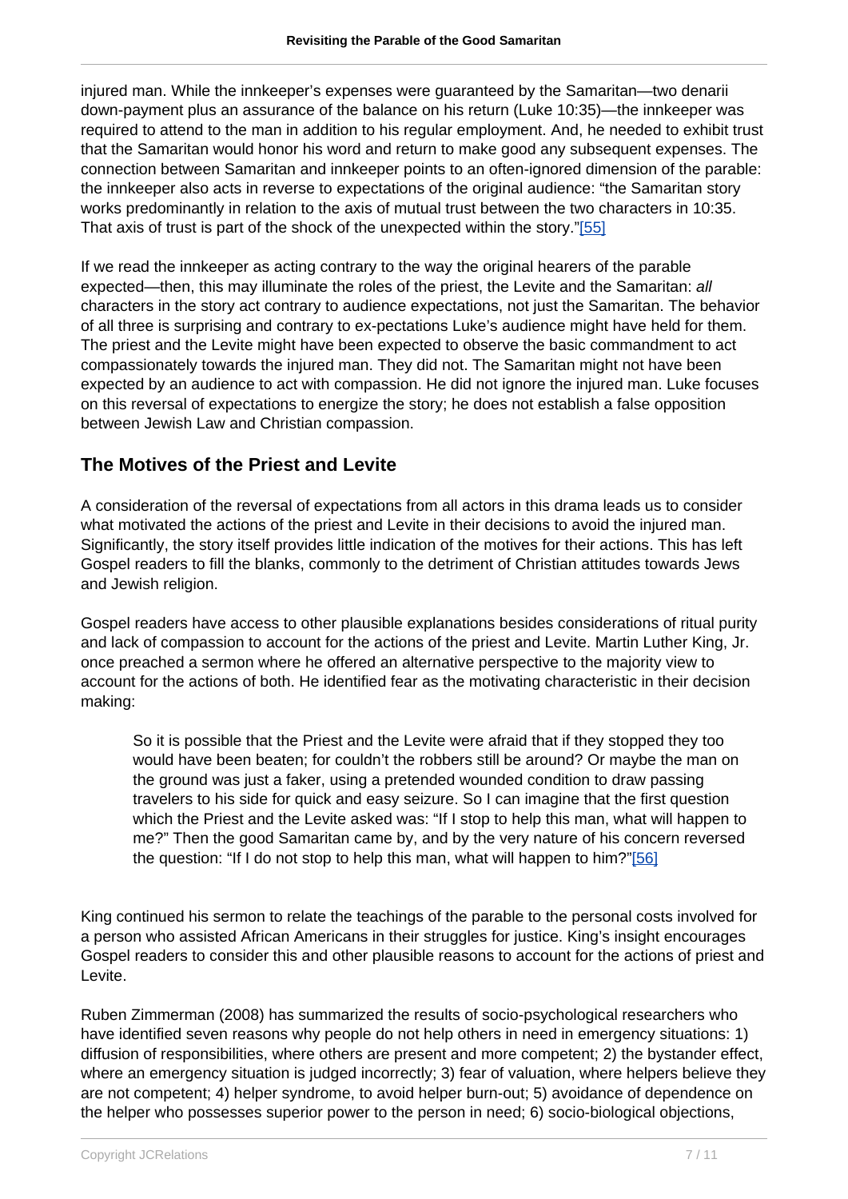injured man. While the innkeeper's expenses were guaranteed by the Samaritan—two denarii down-payment plus an assurance of the balance on his return (Luke 10:35)—the innkeeper was required to attend to the man in addition to his regular employment. And, he needed to exhibit trust that the Samaritan would honor his word and return to make good any subsequent expenses. The connection between Samaritan and innkeeper points to an often-ignored dimension of the parable: the innkeeper also acts in reverse to expectations of the original audience: "the Samaritan story works predominantly in relation to the axis of mutual trust between the two characters in 10:35. That axis of trust is part of the shock of the unexpected within the story."[55]

If we read the innkeeper as acting contrary to the way the original hearers of the parable expected—then, this may illuminate the roles of the priest, the Levite and the Samaritan: *all* characters in the story act contrary to audience expectations, not just the Samaritan. The behavior of all three is surprising and contrary to ex-pectations Luke's audience might have held for them. The priest and the Levite might have been expected to observe the basic commandment to act compassionately towards the injured man. They did not. The Samaritan might not have been expected by an audience to act with compassion. He did not ignore the injured man. Luke focuses on this reversal of expectations to energize the story; he does not establish a false opposition between Jewish Law and Christian compassion.

## The Motives of the Priest and Levite

A consideration of the reversal of expectations from all actors in this drama leads us to consider what motivated the actions of the priest and Levite in their decisions to avoid the injured man. Significantly, the story itself provides little indication of the motives for their actions. This has left Gospel readers to fill the blanks, commonly to the detriment of Christian attitudes towards Jews and Jewish religion.

Gospel readers have access to other plausible explanations besides considerations of ritual purity and lack of compassion to account for the actions of the priest and Levite. Martin Luther King, Jr. once preached a sermon where he offered an alternative perspective to the majority view to account for the actions of both. He identified fear as the motivating characteristic in their decision making:

> So it is possible that the Priest and the Levite were afraid that if they stopped they too would have been beaten; for couldn't the robbers still be around? Or maybe the man on the ground was just a faker, using a pretended wounded condition to draw passing travelers to his side for quick and easy seizure. So I can imagine that the first question which the Priest and the Levite asked was: "If I stop to help this man, what will happen to me?" Then the good Samaritan came by, and by the very nature of his concern reversed the question: "If I do not stop to help this man, what will happen to him?"[56]

King continued his sermon to relate the teachings of the parable to the personal costs involved for a person who assisted African Americans in their struggles for justice. King's insight encourages Gospel readers to consider this and other plausible reasons to account for the actions of priest and Levite.

Ruben Zimmerman (2008) has summarized the results of socio-psychological researchers who have identified seven reasons why people do not help others in need in emergency situations: 1) diffusion of responsibilities, where others are present and more competent; 2) the bystander effect, where an emergency situation is judged incorrectly; 3) fear of valuation, where helpers believe they are not competent; 4) helper syndrome, to avoid helper burn-out; 5) avoidance of dependence on the helper who possesses superior power to the person in need; 6) socio-biological objections,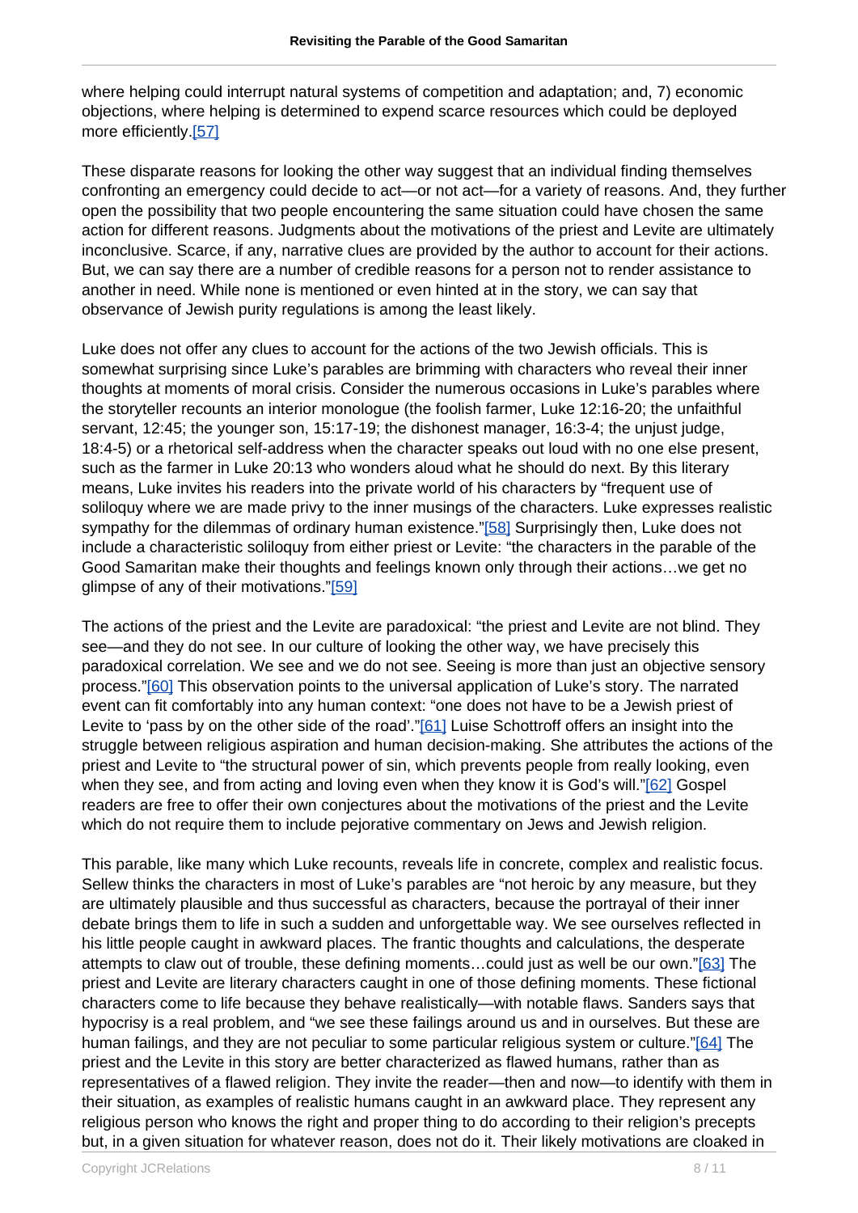where helping could interrupt natural systems of competition and adaptation; and, 7) economic objections, where helping is determined to expend scarce resources which could be deployed more efficiently.[57]

These disparate reasons for looking the other way suggest that an individual finding themselves confronting an emergency could decide to act—or not act—for a variety of reasons. And, they further open the possibility that two people encountering the same situation could have chosen the same action for different reasons. Judgments about the motivations of the priest and Levite are ultimately inconclusive. Scarce, if any, narrative clues are provided by the author to account for their actions. But, we can say there are a number of credible reasons for a person not to render assistance to another in need. While none is mentioned or even hinted at in the story, we can say that observance of Jewish purity regulations is among the least likely.

Luke does not offer any clues to account for the actions of the two Jewish officials. This is somewhat surprising since Luke's parables are brimming with characters who reveal their inner thoughts at moments of moral crisis. Consider the numerous occasions in Luke's parables where the storyteller recounts an interior monologue (the foolish farmer, Luke 12:16-20; the unfaithful servant, 12:45; the younger son, 15:17-19; the dishonest manager, 16:3-4; the unjust judge, 18:4-5) or a rhetorical self-address when the character speaks out loud with no one else present, such as the farmer in Luke 20:13 who wonders aloud what he should do next. By this literary means, Luke invites his readers into the private world of his characters by "frequent use of soliloquy where we are made privy to the inner musings of the characters. Luke expresses realistic sympathy for the dilemmas of ordinary human existence."[58] Surprisingly then, Luke does not include a characteristic soliloquy from either priest or Levite: "the characters in the parable of the Good Samaritan make their thoughts and feelings known only through their actions…we get no glimpse of any of their motivations."[59]

The actions of the priest and the Levite are paradoxical: "the priest and Levite are not blind. They see—and they do not see. In our culture of looking the other way, we have precisely this paradoxical correlation. We see and we do not see. Seeing is more than just an objective sensory process."[60] This observation points to the universal application of Luke's story. The narrated event can fit comfortably into any human context: "one does not have to be a Jewish priest of Levite to 'pass by on the other side of the road'."[61] Luise Schottroff offers an insight into the struggle between religious aspiration and human decision-making. She attributes the actions of the priest and Levite to "the structural power of sin, which prevents people from really looking, even when they see, and from acting and loving even when they know it is God's will."[62] Gospel readers are free to offer their own conjectures about the motivations of the priest and the Levite which do not require them to include pejorative commentary on Jews and Jewish religion.

This parable, like many which Luke recounts, reveals life in concrete, complex and realistic focus. Sellew thinks the characters in most of Luke's parables are "not heroic by any measure, but they are ultimately plausible and thus successful as characters, because the portrayal of their inner debate brings them to life in such a sudden and unforgettable way. We see ourselves reflected in his little people caught in awkward places. The frantic thoughts and calculations, the desperate attempts to claw out of trouble, these defining moments…could just as well be our own."[63] The priest and Levite are literary characters caught in one of those defining moments. These fictional characters come to life because they behave realistically—with notable flaws. Sanders says that hypocrisy is a real problem, and "we see these failings around us and in ourselves. But these are human failings, and they are not peculiar to some particular religious system or culture."[64] The priest and the Levite in this story are better characterized as flawed humans, rather than as representatives of a flawed religion. They invite the reader—then and now—to identify with them in their situation, as examples of realistic humans caught in an awkward place. They represent any religious person who knows the right and proper thing to do according to their religion's precepts but, in a given situation for whatever reason, does not do it. Their likely motivations are cloaked in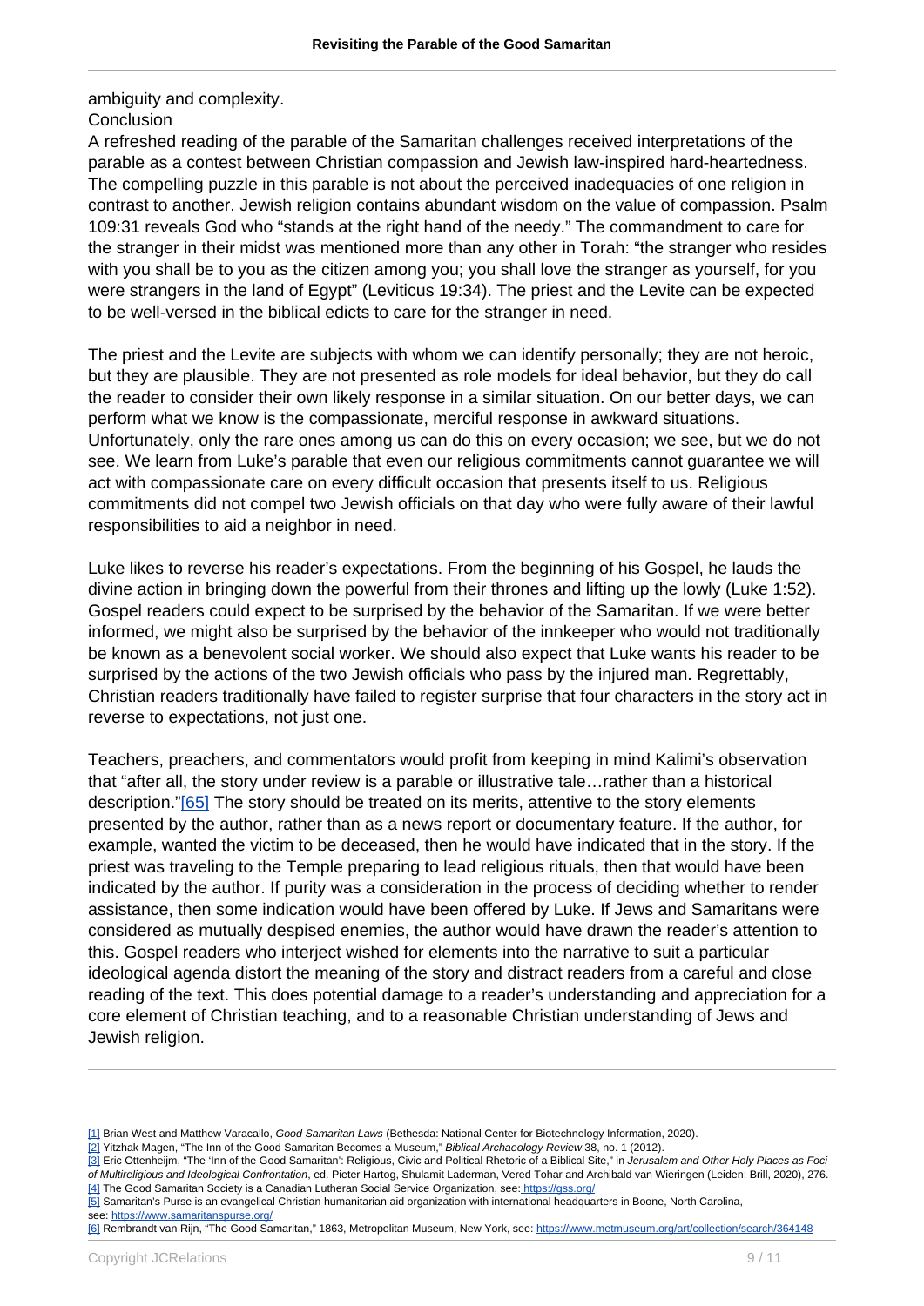ambiguity and complexity.

## Conclusion

A refreshed reading of the parable of the Samaritan challenges received interpretations of the parable as a contest between Christian compassion and Jewish law-inspired hard-heartedness. The compelling puzzle in this parable is not about the perceived inadequacies of one religion in contrast to another. Jewish religion contains abundant wisdom on the value of compassion. Psalm 109:31 reveals God who "stands at the right hand of the needy." The commandment to care for the stranger in their midst was mentioned more than any other in Torah: "the stranger who resides with you shall be to you as the citizen among you; you shall love the stranger as yourself, for you were strangers in the land of Egypt" (Leviticus 19:34). The priest and the Levite can be expected to be well-versed in the biblical edicts to care for the stranger in need.

The priest and the Levite are subjects with whom we can identify personally; they are not heroic, but they are plausible. They are not presented as role models for ideal behavior, but they do call the reader to consider their own likely response in a similar situation. On our better days, we can perform what we know is the compassionate, merciful response in awkward situations. Unfortunately, only the rare ones among us can do this on every occasion; we see, but we do not see. We learn from Luke's parable that even our religious commitments cannot guarantee we will act with compassionate care on every difficult occasion that presents itself to us. Religious commitments did not compel two Jewish officials on that day who were fully aware of their lawful responsibilities to aid a neighbor in need.

Luke likes to reverse his reader's expectations. From the beginning of his Gospel, he lauds the divine action in bringing down the powerful from their thrones and lifting up the lowly (Luke 1:52). Gospel readers could expect to be surprised by the behavior of the Samaritan. If we were better informed, we might also be surprised by the behavior of the innkeeper who would not traditionally be known as a benevolent social worker. We should also expect that Luke wants his reader to be surprised by the actions of the two Jewish officials who pass by the injured man. Regrettably, Christian readers traditionally have failed to register surprise that four characters in the story act in reverse to expectations, not just one.

Teachers, preachers, and commentators would profit from keeping in mind Kalimi's observation that "after all, the story under review is a parable or illustrative tale…rather than a historical description."[65] The story should be treated on its merits, attentive to the story elements presented by the author, rather than as a news report or documentary feature. If the author, for example, wanted the victim to be deceased, then he would have indicated that in the story. If the priest was traveling to the Temple preparing to lead religious rituals, then that would have been indicated by the author. If purity was a consideration in the process of deciding whether to render assistance, then some indication would have been offered by Luke. If Jews and Samaritans were considered as mutually despised enemies, the author would have drawn the reader's attention to this. Gospel readers who interject wished for elements into the narrative to suit a particular ideological agenda distort the meaning of the story and distract readers from a careful and close reading of the text. This does potential damage to a reader's understanding and appreciation for a core element of Christian teaching, and to a reasonable Christian understanding of Jews and Jewish religion.

---

[1] Brian West and Matthew Varacallo, *Good Samaritan Laws* (Bethesda: National Center for Biotechnology Information, 2020).

[2] Yitzhak Magen, "The Inn of the Good Samaritan Becomes a Museum," *Biblical Archaeology Review* 38, no. 1 (2012).

[3] Eric Ottenheijm, "The 'Inn of the Good Samaritan': Religious, Civic and Political Rhetoric of a Biblical Site," in *Jerusalem and Other Holy Places as Foci of Multireligious and Ideological Confrontation*, ed. Pieter Hartog, Shulamit Laderman, Vered Tohar and Archibald van Wieringen (Leiden: Brill, 2020), 276.

[4] The Good Samaritan Society is a Canadian Lutheran Social Service Organization, see: https://gss.org/

[5] Samaritan's Purse is an evangelical Christian humanitarian aid organization with international headquarters in Boone, North Carolina, see: https://www.samaritanspurse.org/

[6] Rembrandt van Rijn, "The Good Samaritan," 1863, Metropolitan Museum, New York, see: https://www.metmuseum.org/art/collection/search/364148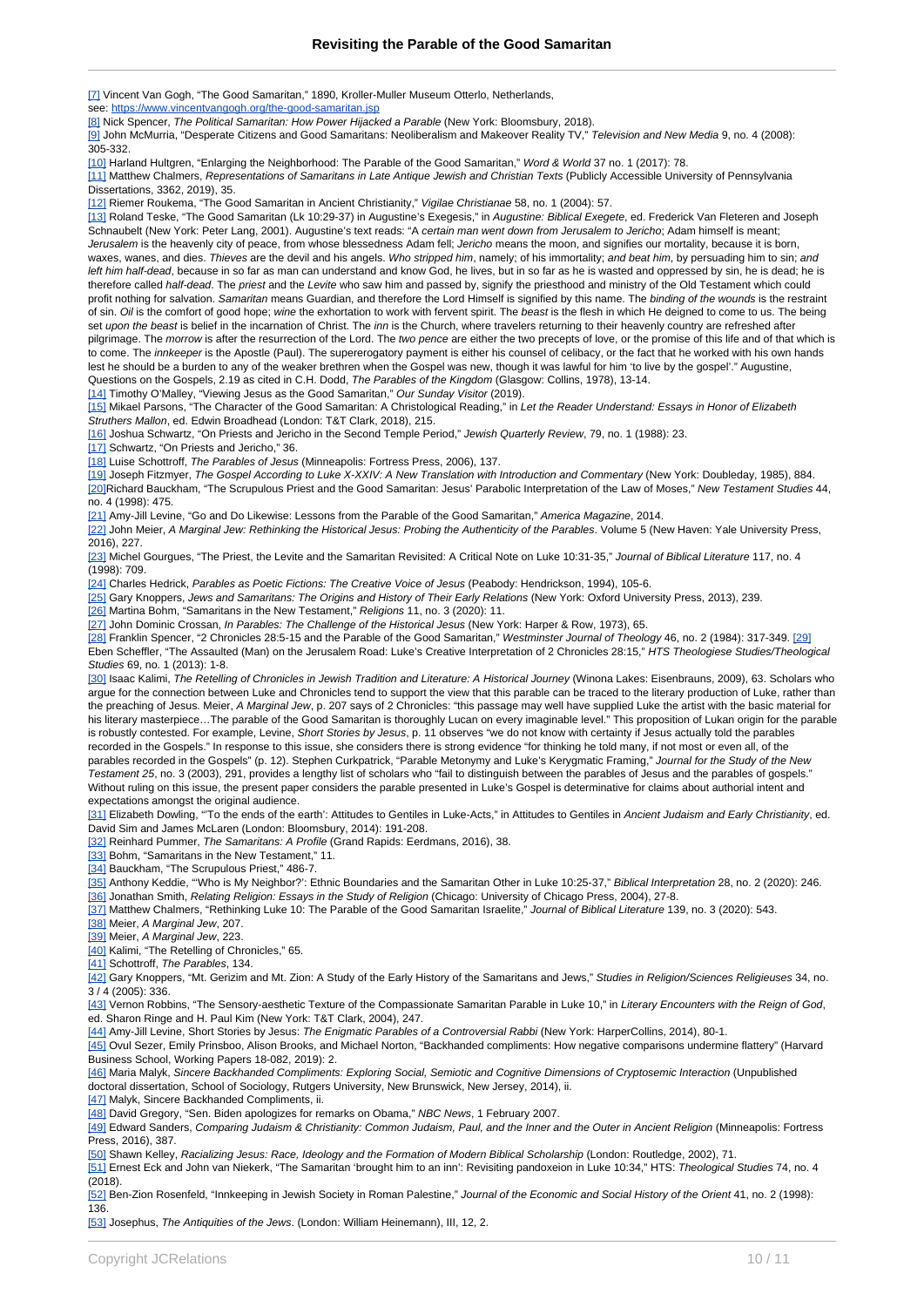[7] Vincent Van Gogh, “The Good Samaritan,” 1890, Kroller-Muller Museum Otterlo, Netherlands, see: https://www.vincentvangogh.org/the-good-samaritan.jsp

[8] Nick Spencer, *The Political Samaritan: How Power Hijacked a Parable* (New York: Bloomsbury, 2018).

[9] John McMurria, “Desperate Citizens and Good Samaritans: Neoliberalism and Makeover Reality TV,” *Television and New Media* 9, no. 4 (2008): 305-332.

[10] Harland Hultgren, “Enlarging the Neighborhood: The Parable of the Good Samaritan,” *Word & World* 37 no. 1 (2017): 78.

[11] Matthew Chalmers, *Representations of Samaritans in Late Antique Jewish and Christian Texts* (Publicly Accessible University of Pennsylvania Dissertations, 3362, 2019), 35.

[12] Riemer Roukema, “The Good Samaritan in Ancient Christianity,” *Vigilae Christianae* 58, no. 1 (2004): 57.

[13] Roland Teske, “The Good Samaritan (Lk 10:29-37) in Augustine’s Exegesis,” in *Augustine: Biblical Exegete*, ed. Frederick Van Fleteren and Joseph Schnaubelt (New York: Peter Lang, 2001). Augustine’s text reads: “A *certain man went down from Jerusalem to Jericho*; Adam himself is meant; *Jerusalem* is the heavenly city of peace, from whose blessedness Adam fell; *Jericho* means the moon, and signifies our mortality, because it is born, waxes, wanes, and dies. *Thieves* are the devil and his angels. *Who stripped him*, namely; of his immortality; *and beat him*, by persuading him to sin; *and left him half-dead*, because in so far as man can understand and know God, he lives, but in so far as he is wasted and oppressed by sin, he is dead; he is therefore called *half-dead*. The *priest* and the *Levite* who saw him and passed by, signify the priesthood and ministry of the Old Testament which could profit nothing for salvation. *Samaritan* means Guardian, and therefore the Lord Himself is signified by this name. The *binding of the wounds* is the restraint of sin. *Oil* is the comfort of good hope; *wine* the exhortation to work with fervent spirit. The *beast* is the flesh in which He deigned to come to us. The being set *upon the beast* is belief in the incarnation of Christ. The *inn* is the Church, where travelers returning to their heavenly country are refreshed after pilgrimage. The *morrow* is after the resurrection of the Lord. The *two pence* are either the two precepts of love, or the promise of this life and of that which is to come. The *innkeeper* is the Apostle (Paul). The supererogatory payment is either his counsel of celibacy, or the fact that he worked with his own hands lest he should be a burden to any of the weaker brethren when the Gospel was new, though it was lawful for him ‘to live by the gospel’.” Augustine, Questions on the Gospels, 2.19 as cited in C.H. Dodd, *The Parables of the Kingdom* (Glasgow: Collins, 1978), 13-14.

[14] Timothy O’Malley, “Viewing Jesus as the Good Samaritan,” *Our Sunday Visitor* (2019).

[15] Mikael Parsons, “The Character of the Good Samaritan: A Christological Reading,” in *Let the Reader Understand: Essays in Honor of Elizabeth Struthers Mallon*, ed. Edwin Broadhead (London: T&T Clark, 2018), 215.

[16] Joshua Schwartz, “On Priests and Jericho in the Second Temple Period,” *Jewish Quarterly Review*, 79, no. 1 (1988): 23.

[17] Schwartz, “On Priests and Jericho,” 36.

[18] Luise Schottroff, *The Parables of Jesus* (Minneapolis: Fortress Press, 2006), 137.

[19] Joseph Fitzmyer, *The Gospel According to Luke X-XXIV: A New Translation with Introduction and Commentary* (New York: Doubleday, 1985), 884.

[20]Richard Bauckham, “The Scrupulous Priest and the Good Samaritan: Jesus’ Parabolic Interpretation of the Law of Moses,” *New Testament Studies* 44, no. 4 (1998): 475.

[21] Amy-Jill Levine, “Go and Do Likewise: Lessons from the Parable of the Good Samaritan,” *America Magazine*, 2014.

[22] John Meier, *A Marginal Jew: Rethinking the Historical Jesus: Probing the Authenticity of the Parables*. Volume 5 (New Haven: Yale University Press, 2016), 227.

[23] Michel Gourgues, “The Priest, the Levite and the Samaritan Revisited: A Critical Note on Luke 10:31-35,” *Journal of Biblical Literature* 117, no. 4 (1998): 709.

[24] Charles Hedrick, *Parables as Poetic Fictions: The Creative Voice of Jesus* (Peabody: Hendrickson, 1994), 105-6.

[25] Gary Knoppers, *Jews and Samaritans: The Origins and History of Their Early Relations* (New York: Oxford University Press, 2013), 239.

[26] Martina Bohm, “Samaritans in the New Testament,” *Religions* 11, no. 3 (2020): 11.

[27] John Dominic Crossan, *In Parables: The Challenge of the Historical Jesus* (New York: Harper & Row, 1973), 65.

[28] Franklin Spencer, “2 Chronicles 28:5-15 and the Parable of the Good Samaritan,” *Westminster Journal of Theology* 46, no. 2 (1984): 317-349. [29] Eben Scheffler, “The Assaulted (Man) on the Jerusalem Road: Luke’s Creative Interpretation of 2 Chronicles 28:15,” *HTS Theologiese Studies/Theological Studies* 69, no. 1 (2013): 1-8.

[30] Isaac Kalimi, *The Retelling of Chronicles in Jewish Tradition and Literature: A Historical Journey* (Winona Lakes: Eisenbrauns, 2009), 63. Scholars who argue for the connection between Luke and Chronicles tend to support the view that this parable can be traced to the literary production of Luke, rather than the preaching of Jesus. Meier, *A Marginal Jew*, p. 207 says of 2 Chronicles: “this passage may well have supplied Luke the artist with the basic material for his literary masterpiece…The parable of the Good Samaritan is thoroughly Lucan on every imaginable level.” This proposition of Lukan origin for the parable is robustly contested. For example, Levine, *Short Stories by Jesus*, p. 11 observes “we do not know with certainty if Jesus actually told the parables recorded in the Gospels.” In response to this issue, she considers there is strong evidence “for thinking he told many, if not most or even all, of the parables recorded in the Gospels” (p. 12). Stephen Curkpatrick, “Parable Metonymy and Luke’s Kerygmatic Framing,” *Journal for the Study of the New Testament 25*, no. 3 (2003), 291, provides a lengthy list of scholars who “fail to distinguish between the parables of Jesus and the parables of gospels.” Without ruling on this issue, the present paper considers the parable presented in Luke’s Gospel is determinative for claims about authorial intent and expectations amongst the original audience.

[31] Elizabeth Dowling, “‘To the ends of the earth’: Attitudes to Gentiles in Luke-Acts,” in Attitudes to Gentiles in *Ancient Judaism and Early Christianity*, ed. David Sim and James McLaren (London: Bloomsbury, 2014): 191-208.

[32] Reinhard Pummer, *The Samaritans: A Profile* (Grand Rapids: Eerdmans, 2016), 38.

[33] Bohm, “Samaritans in the New Testament,” 11.

[34] Bauckham, “The Scrupulous Priest,” 486-7.

[35] Anthony Keddie, “‘Who is My Neighbor?’: Ethnic Boundaries and the Samaritan Other in Luke 10:25-37,” *Biblical Interpretation* 28, no. 2 (2020): 246.

[36] Jonathan Smith, *Relating Religion: Essays in the Study of Religion* (Chicago: University of Chicago Press, 2004), 27-8.

[37] Matthew Chalmers, “Rethinking Luke 10: The Parable of the Good Samaritan Israelite,” *Journal of Biblical Literature* 139, no. 3 (2020): 543.

[38] Meier, *A Marginal Jew*, 207.

[39] Meier, *A Marginal Jew*, 223.

[40] Kalimi, “The Retelling of Chronicles,” 65.

[41] Schottroff, *The Parables*, 134.

[42] Gary Knoppers, “Mt. Gerizim and Mt. Zion: A Study of the Early History of the Samaritans and Jews,” *Studies in Religion/Sciences Religieuses* 34, no. 3 / 4 (2005): 336.

[43] Vernon Robbins, “The Sensory-aesthetic Texture of the Compassionate Samaritan Parable in Luke 10,” in *Literary Encounters with the Reign of God*, ed. Sharon Ringe and H. Paul Kim (New York: T&T Clark, 2004), 247.

[44] Amy-Jill Levine, Short Stories by Jesus: *The Enigmatic Parables of a Controversial Rabbi* (New York: HarperCollins, 2014), 80-1.

[45] Ovul Sezer, Emily Prinsboo, Alison Brooks, and Michael Norton, “Backhanded compliments: How negative comparisons undermine flattery” (Harvard Business School, Working Papers 18-082, 2019): 2.

[46] Maria Malyk, *Sincere Backhanded Compliments: Exploring Social, Semiotic and Cognitive Dimensions of Cryptosemic Interaction* (Unpublished doctoral dissertation, School of Sociology, Rutgers University, New Brunswick, New Jersey, 2014), ii.

[47] Malyk, Sincere Backhanded Compliments, ii.

[48] David Gregory, “Sen. Biden apologizes for remarks on Obama,” *NBC News*, 1 February 2007.

[49] Edward Sanders, *Comparing Judaism & Christianity: Common Judaism, Paul, and the Inner and the Outer in Ancient Religion* (Minneapolis: Fortress Press, 2016), 387.

[50] Shawn Kelley, *Racializing Jesus: Race, Ideology and the Formation of Modern Biblical Scholarship* (London: Routledge, 2002), 71.

[51] Ernest Eck and John van Niekerk, “The Samaritan ‘brought him to an inn’: Revisiting pandoxeion in Luke 10:34,” HTS: *Theological Studies* 74, no. 4 (2018).

[52] Ben-Zion Rosenfeld, “Innkeeping in Jewish Society in Roman Palestine,” *Journal of the Economic and Social History of the Orient* 41, no. 2 (1998): 136.

[53] Josephus, *The Antiquities of the Jews*. (London: William Heinemann), III, 12, 2.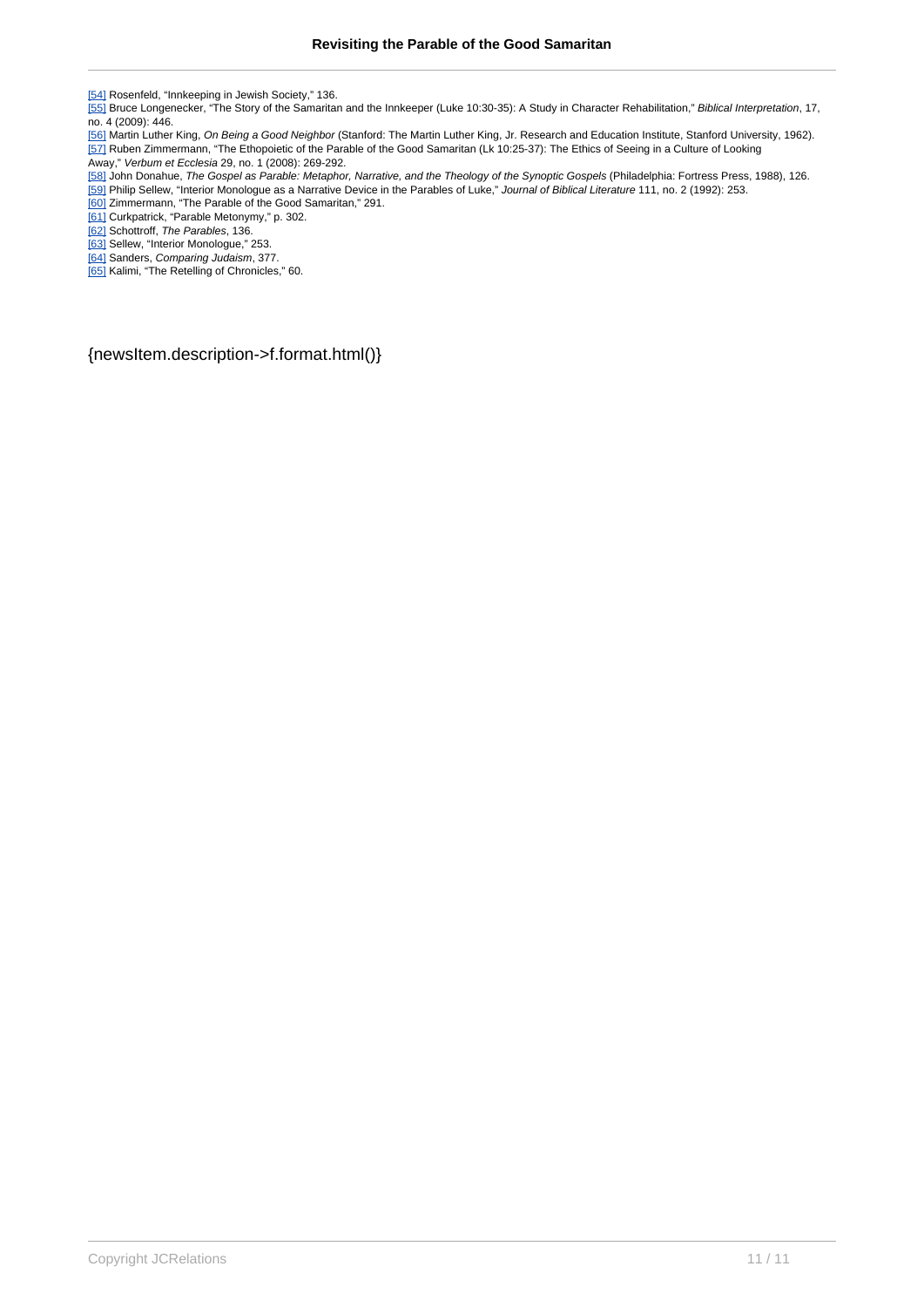[54] Rosenfeld, "Innkeeping in Jewish Society," 136.
[55] Bruce Longenecker, "The Story of the Samaritan and the Innkeeper (Luke 10:30-35): A Study in Character Rehabilitation," *Biblical Interpretation*, 17, no. 4 (2009): 446.
[56] Martin Luther King, *On Being a Good Neighbor* (Stanford: The Martin Luther King, Jr. Research and Education Institute, Stanford University, 1962).
[57] Ruben Zimmermann, "The Ethopoietic of the Parable of the Good Samaritan (Lk 10:25-37): The Ethics of Seeing in a Culture of Looking Away," *Verbum et Ecclesia* 29, no. 1 (2008): 269-292.
[58] John Donahue, *The Gospel as Parable: Metaphor, Narrative, and the Theology of the Synoptic Gospels* (Philadelphia: Fortress Press, 1988), 126.
[59] Philip Sellew, "Interior Monologue as a Narrative Device in the Parables of Luke," *Journal of Biblical Literature* 111, no. 2 (1992): 253.
[60] Zimmermann, "The Parable of the Good Samaritan," 291.
[61] Curkpatrick, "Parable Metonymy," p. 302.
[62] Schottroff, *The Parables*, 136.
[63] Sellew, "Interior Monologue," 253.
[64] Sanders, *Comparing Judaism*, 377.
[65] Kalimi, "The Retelling of Chronicles," 60.

{newsItem.description->f.format.html()}